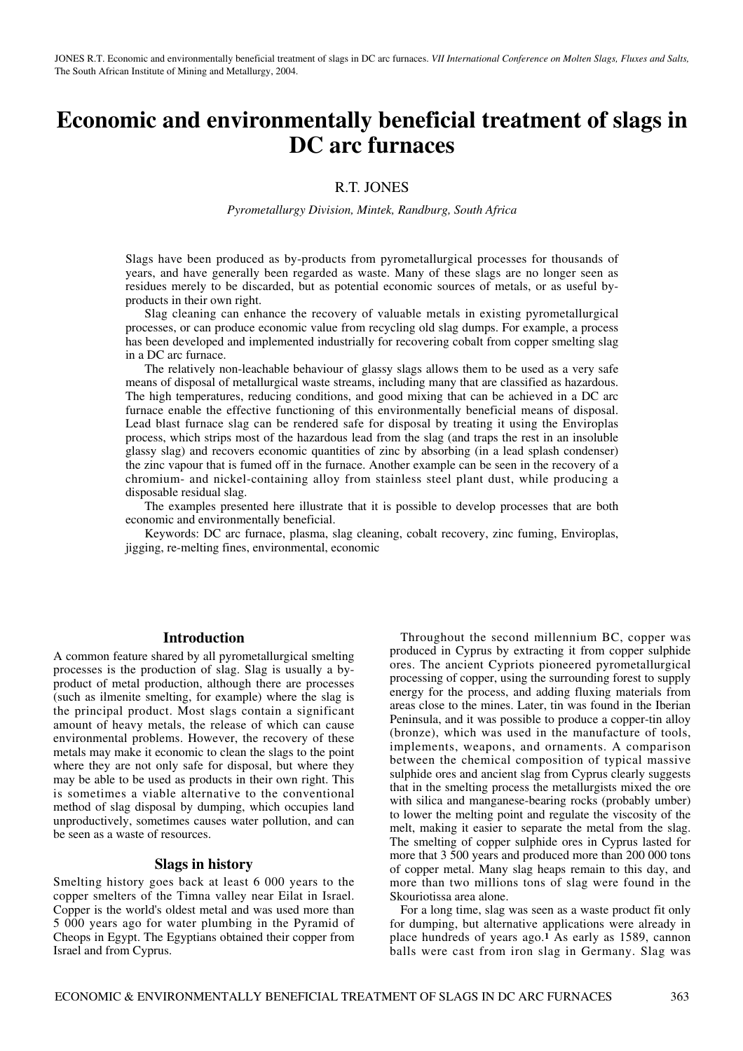JONES R.T. Economic and environmentally beneficial treatment of slags in DC arc furnaces. *VII International Conference on Molten Slags, Fluxes and Salts,* The South African Institute of Mining and Metallurgy, 2004.

# Economic and environmentally beneficial treatment of slags in DC arc furnaces

R.T. JONES

*Pyrometallurgy Division, Mintek, Randburg, South Africa*

Slags have been produced as by-products from pyrometallurgical processes for thousands of years, and have generally been regarded as waste. Many of these slags are no longer seen as residues merely to be discarded, but as potential economic sources of metals, or as useful by-products in their own right.

Slag cleaning can enhance the recovery of valuable metals in existing pyrometallurgical processes, or can produce economic value from recycling old slag dumps. For example, a process has been developed and implemented industrially for recovering cobalt from copper smelting slag in a DC arc furnace.

The relatively non-leachable behaviour of glassy slags allows them to be used as a very safe means of disposal of metallurgical waste streams, including many that are classified as hazardous. The high temperatures, reducing conditions, and good mixing that can be achieved in a DC arc furnace enable the effective functioning of this environmentally beneficial means of disposal. Lead blast furnace slag can be rendered safe for disposal by treating it using the Enviroplas process, which strips most of the hazardous lead from the slag (and traps the rest in an insoluble glassy slag) and recovers economic quantities of zinc by absorbing (in a lead splash condenser) the zinc vapour that is fumed off in the furnace. Another example can be seen in the recovery of a chromium- and nickel-containing alloy from stainless steel plant dust, while producing a disposable residual slag.

The examples presented here illustrate that it is possible to develop processes that are both economic and environmentally beneficial.

Keywords: DC arc furnace, plasma, slag cleaning, cobalt recovery, zinc fuming, Enviroplas, jigging, re-melting fines, environmental, economic

## Introduction

A common feature shared by all pyrometallurgical smelting processes is the production of slag. Slag is usually a by-product of metal production, although there are processes (such as ilmenite smelting, for example) where the slag is the principal product. Most slags contain a significant amount of heavy metals, the release of which can cause environmental problems. However, the recovery of these metals may make it economic to clean the slags to the point where they are not only safe for disposal, but where they may be able to be used as products in their own right. This is sometimes a viable alternative to the conventional method of slag disposal by dumping, which occupies land unproductively, sometimes causes water pollution, and can be seen as a waste of resources.

## Slags in history

Smelting history goes back at least 6 000 years to the copper smelters of the Timna valley near Eilat in Israel. Copper is the world's oldest metal and was used more than 5 000 years ago for water plumbing in the Pyramid of Cheops in Egypt. The Egyptians obtained their copper from Israel and from Cyprus.

Throughout the second millennium BC, copper was produced in Cyprus by extracting it from copper sulphide ores. The ancient Cypriots pioneered pyrometallurgical processing of copper, using the surrounding forest to supply energy for the process, and adding fluxing materials from areas close to the mines. Later, tin was found in the Iberian Peninsula, and it was possible to produce a copper-tin alloy (bronze), which was used in the manufacture of tools, implements, weapons, and ornaments. A comparison between the chemical composition of typical massive sulphide ores and ancient slag from Cyprus clearly suggests that in the smelting process the metallurgists mixed the ore with silica and manganese-bearing rocks (probably umber) to lower the melting point and regulate the viscosity of the melt, making it easier to separate the metal from the slag. The smelting of copper sulphide ores in Cyprus lasted for more that 3 500 years and produced more than 200 000 tons of copper metal. Many slag heaps remain to this day, and more than two millions tons of slag were found in the Skouriotissa area alone.

For a long time, slag was seen as a waste product fit only for dumping, but alternative applications were already in place hundreds of years ago.[1] As early as 1589, cannon balls were cast from iron slag in Germany. Slag was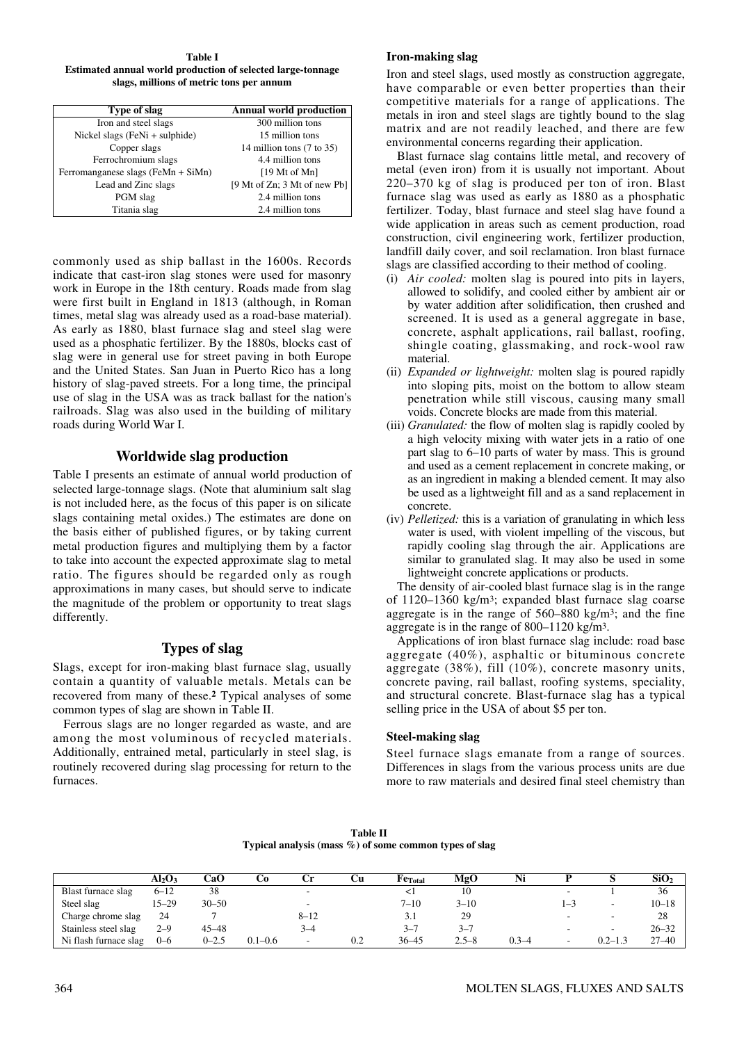**Table I**
**Estimated annual world production of selected large-tonnage slags, millions of metric tons per annum**

| Type of slag | Annual world production |
|---|---|
| Iron and steel slags | 300 million tons |
| Nickel slags (FeNi + sulphide) | 15 million tons |
| Copper slags | 14 million tons (7 to 35) |
| Ferrochromium slags | 4.4 million tons |
| Ferromanganese slags (FeMn + SiMn) | [19 Mt of Mn] |
| Lead and Zinc slags | [9 Mt of Zn; 3 Mt of new Pb] |
| PGM slag | 2.4 million tons |
| Titania slag | 2.4 million tons |

commonly used as ship ballast in the 1600s. Records indicate that cast-iron slag stones were used for masonry work in Europe in the 18th century. Roads made from slag were first built in England in 1813 (although, in Roman times, metal slag was already used as a road-base material). As early as 1880, blast furnace slag and steel slag were used as a phosphatic fertilizer. By the 1880s, blocks cast of slag were in general use for street paving in both Europe and the United States. San Juan in Puerto Rico has a long history of slag-paved streets. For a long time, the principal use of slag in the USA was as track ballast for the nation's railroads. Slag was also used in the building of military roads during World War I.

## Worldwide slag production

Table I presents an estimate of annual world production of selected large-tonnage slags. (Note that aluminium salt slag is not included here, as the focus of this paper is on silicate slags containing metal oxides.) The estimates are done on the basis either of published figures, or by taking current metal production figures and multiplying them by a factor to take into account the expected approximate slag to metal ratio. The figures should be regarded only as rough approximations in many cases, but should serve to indicate the magnitude of the problem or opportunity to treat slags differently.

## Types of slag

Slags, except for iron-making blast furnace slag, usually contain a quantity of valuable metals. Metals can be recovered from many of these.[2] Typical analyses of some common types of slag are shown in Table II.

Ferrous slags are no longer regarded as waste, and are among the most voluminous of recycled materials. Additionally, entrained metal, particularly in steel slag, is routinely recovered during slag processing for return to the furnaces.

### Iron-making slag

Iron and steel slags, used mostly as construction aggregate, have comparable or even better properties than their competitive materials for a range of applications. The metals in iron and steel slags are tightly bound to the slag matrix and are not readily leached, and there are few environmental concerns regarding their application.

Blast furnace slag contains little metal, and recovery of metal (even iron) from it is usually not important. About 220–370 kg of slag is produced per ton of iron. Blast furnace slag was used as early as 1880 as a phosphatic fertilizer. Today, blast furnace and steel slag have found a wide application in areas such as cement production, road construction, civil engineering work, fertilizer production, landfill daily cover, and soil reclamation. Iron blast furnace slags are classified according to their method of cooling.

(i) *Air cooled:* molten slag is poured into pits in layers, allowed to solidify, and cooled either by ambient air or by water addition after solidification, then crushed and screened. It is used as a general aggregate in base, concrete, asphalt applications, rail ballast, roofing, shingle coating, glassmaking, and rock-wool raw material.

(ii) *Expanded or lightweight:* molten slag is poured rapidly into sloping pits, moist on the bottom to allow steam penetration while still viscous, causing many small voids. Concrete blocks are made from this material.

(iii) *Granulated:* the flow of molten slag is rapidly cooled by a high velocity mixing with water jets in a ratio of one part slag to 6–10 parts of water by mass. This is ground and used as a cement replacement in concrete making, or as an ingredient in making a blended cement. It may also be used as a lightweight fill and as a sand replacement in concrete.

(iv) *Pelletized:* this is a variation of granulating in which less water is used, with violent impelling of the viscous, but rapidly cooling slag through the air. Applications are similar to granulated slag. It may also be used in some lightweight concrete applications or products.

The density of air-cooled blast furnace slag is in the range of 1120–1360 kg/m$^3$; expanded blast furnace slag coarse aggregate is in the range of 560–880 kg/m$^3$; and the fine aggregate is in the range of 800–1120 kg/m$^3$.

Applications of iron blast furnace slag include: road base aggregate (40%), asphaltic or bituminous concrete aggregate (38%), fill (10%), concrete masonry units, concrete paving, rail ballast, roofing systems, speciality, and structural concrete. Blast-furnace slag has a typical selling price in the USA of about $5 per ton.

### Steel-making slag

Steel furnace slags emanate from a range of sources. Differences in slags from the various process units are due more to raw materials and desired final steel chemistry than

**Table II**
**Typical analysis (mass %) of some common types of slag**

| | $Al_2O_3$ | CaO | Co | Cr | Cu | $Fe_{Total}$ | MgO | Ni | P | S | $SiO_2$ |
|---|---|---|---|---|---|---|---|---|---|---|---|
| Blast furnace slag | 6–12 | 38 | | - | | <1 | 10 | | - | 1 | 36 |
| Steel slag | 15–29 | 30–50 | | - | | 7–10 | 3–10 | | 1–3 | - | 10–18 |
| Charge chrome slag | 24 | 7 | | 8–12 | | 3.1 | 29 | | - | - | 28 |
| Stainless steel slag | 2–9 | 45–48 | | 3–4 | | 3–7 | 3–7 | | - | - | 26–32 |
| Ni flash furnace slag | 0–6 | 0–2.5 | 0.1–0.6 | - | 0.2 | 36–45 | 2.5–8 | 0.3–4 | - | 0.2–1.3 | 27–40 |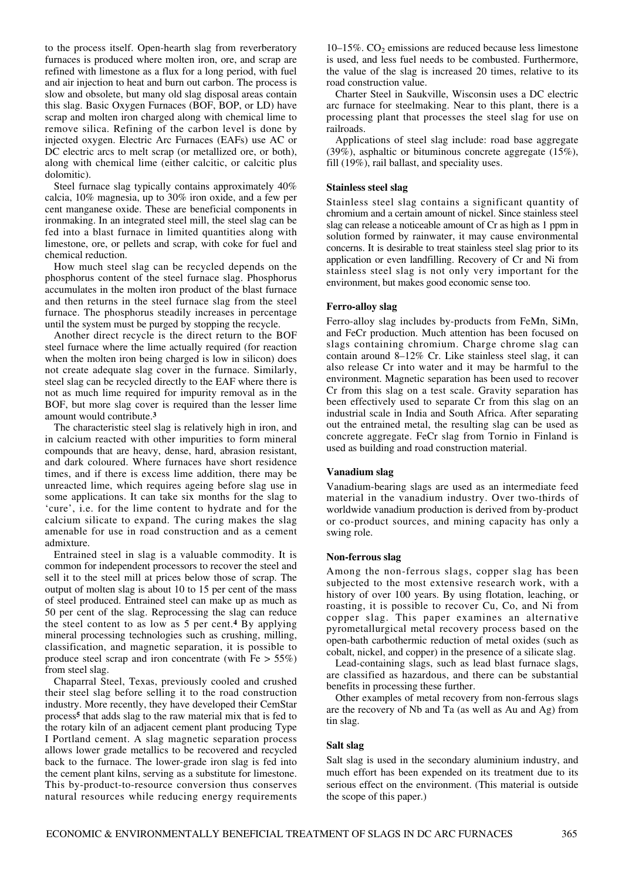to the process itself. Open-hearth slag from reverberatory furnaces is produced where molten iron, ore, and scrap are refined with limestone as a flux for a long period, with fuel and air injection to heat and burn out carbon. The process is slow and obsolete, but many old slag disposal areas contain this slag. Basic Oxygen Furnaces (BOF, BOP, or LD) have scrap and molten iron charged along with chemical lime to remove silica. Refining of the carbon level is done by injected oxygen. Electric Arc Furnaces (EAFs) use AC or DC electric arcs to melt scrap (or metallized ore, or both), along with chemical lime (either calcitic, or calcitic plus dolomitic).

Steel furnace slag typically contains approximately 40% calcia, 10% magnesia, up to 30% iron oxide, and a few per cent manganese oxide. These are beneficial components in ironmaking. In an integrated steel mill, the steel slag can be fed into a blast furnace in limited quantities along with limestone, ore, or pellets and scrap, with coke for fuel and chemical reduction.

How much steel slag can be recycled depends on the phosphorus content of the steel furnace slag. Phosphorus accumulates in the molten iron product of the blast furnace and then returns in the steel furnace slag from the steel furnace. The phosphorus steadily increases in percentage until the system must be purged by stopping the recycle.

Another direct recycle is the direct return to the BOF steel furnace where the lime actually required (for reaction when the molten iron being charged is low in silicon) does not create adequate slag cover in the furnace. Similarly, steel slag can be recycled directly to the EAF where there is not as much lime required for impurity removal as in the BOF, but more slag cover is required than the lesser lime amount would contribute.[3]

The characteristic steel slag is relatively high in iron, and in calcium reacted with other impurities to form mineral compounds that are heavy, dense, hard, abrasion resistant, and dark coloured. Where furnaces have short residence times, and if there is excess lime addition, there may be unreacted lime, which requires ageing before slag use in some applications. It can take six months for the slag to 'cure', i.e. for the lime content to hydrate and for the calcium silicate to expand. The curing makes the slag amenable for use in road construction and as a cement admixture.

Entrained steel in slag is a valuable commodity. It is common for independent processors to recover the steel and sell it to the steel mill at prices below those of scrap. The output of molten slag is about 10 to 15 per cent of the mass of steel produced. Entrained steel can make up as much as 50 per cent of the slag. Reprocessing the slag can reduce the steel content to as low as 5 per cent.[4] By applying mineral processing technologies such as crushing, milling, classification, and magnetic separation, it is possible to produce steel scrap and iron concentrate (with Fe > 55%) from steel slag.

Chaparral Steel, Texas, previously cooled and crushed their steel slag before selling it to the road construction industry. More recently, they have developed their CemStar process[5] that adds slag to the raw material mix that is fed to the rotary kiln of an adjacent cement plant producing Type I Portland cement. A slag magnetic separation process allows lower grade metallics to be recovered and recycled back to the furnace. The lower-grade iron slag is fed into the cement plant kilns, serving as a substitute for limestone. This by-product-to-resource conversion thus conserves natural resources while reducing energy requirements 10–15%. $CO_2$ emissions are reduced because less limestone is used, and less fuel needs to be combusted. Furthermore, the value of the slag is increased 20 times, relative to its road construction value.

Charter Steel in Saukville, Wisconsin uses a DC electric arc furnace for steelmaking. Near to this plant, there is a processing plant that processes the steel slag for use on railroads.

Applications of steel slag include: road base aggregate (39%), asphaltic or bituminous concrete aggregate (15%), fill (19%), rail ballast, and speciality uses.

### Stainless steel slag

Stainless steel slag contains a significant quantity of chromium and a certain amount of nickel. Since stainless steel slag can release a noticeable amount of Cr as high as 1 ppm in solution formed by rainwater, it may cause environmental concerns. It is desirable to treat stainless steel slag prior to its application or even landfilling. Recovery of Cr and Ni from stainless steel slag is not only very important for the environment, but makes good economic sense too.

### Ferro-alloy slag

Ferro-alloy slag includes by-products from FeMn, SiMn, and FeCr production. Much attention has been focused on slags containing chromium. Charge chrome slag can contain around 8–12% Cr. Like stainless steel slag, it can also release Cr into water and it may be harmful to the environment. Magnetic separation has been used to recover Cr from this slag on a test scale. Gravity separation has been effectively used to separate Cr from this slag on an industrial scale in India and South Africa. After separating out the entrained metal, the resulting slag can be used as concrete aggregate. FeCr slag from Tornio in Finland is used as building and road construction material.

### Vanadium slag

Vanadium-bearing slags are used as an intermediate feed material in the vanadium industry. Over two-thirds of worldwide vanadium production is derived from by-product or co-product sources, and mining capacity has only a swing role.

### Non-ferrous slag

Among the non-ferrous slags, copper slag has been subjected to the most extensive research work, with a history of over 100 years. By using flotation, leaching, or roasting, it is possible to recover Cu, Co, and Ni from copper slag. This paper examines an alternative pyrometallurgical metal recovery process based on the open-bath carbothermic reduction of metal oxides (such as cobalt, nickel, and copper) in the presence of a silicate slag.

Lead-containing slags, such as lead blast furnace slags, are classified as hazardous, and there can be substantial benefits in processing these further.

Other examples of metal recovery from non-ferrous slags are the recovery of Nb and Ta (as well as Au and Ag) from tin slag.

### Salt slag

Salt slag is used in the secondary aluminium industry, and much effort has been expended on its treatment due to its serious effect on the environment. (This material is outside the scope of this paper.)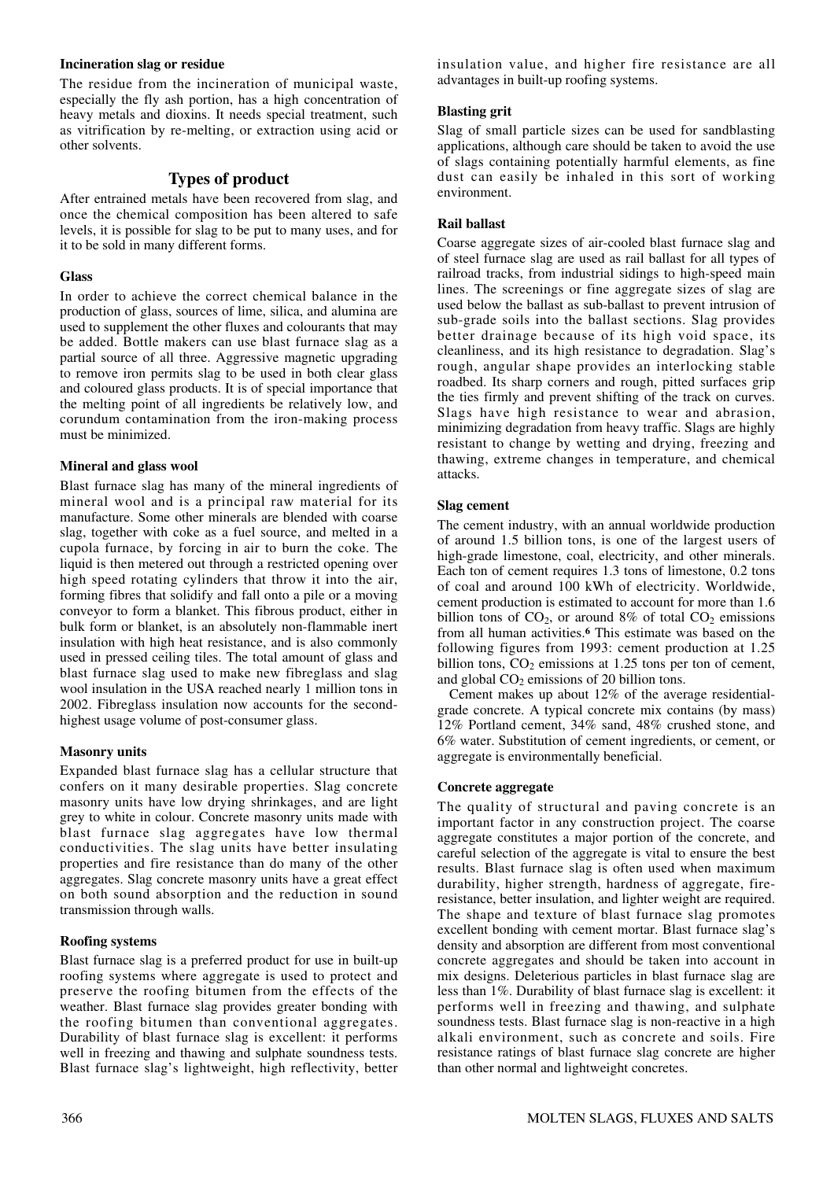#### Incineration slag or residue

The residue from the incineration of municipal waste, especially the fly ash portion, has a high concentration of heavy metals and dioxins. It needs special treatment, such as vitrification by re-melting, or extraction using acid or other solvents.

## Types of product

After entrained metals have been recovered from slag, and once the chemical composition has been altered to safe levels, it is possible for slag to be put to many uses, and for it to be sold in many different forms.

#### Glass

In order to achieve the correct chemical balance in the production of glass, sources of lime, silica, and alumina are used to supplement the other fluxes and colourants that may be added. Bottle makers can use blast furnace slag as a partial source of all three. Aggressive magnetic upgrading to remove iron permits slag to be used in both clear glass and coloured glass products. It is of special importance that the melting point of all ingredients be relatively low, and corundum contamination from the iron-making process must be minimized.

#### Mineral and glass wool

Blast furnace slag has many of the mineral ingredients of mineral wool and is a principal raw material for its manufacture. Some other minerals are blended with coarse slag, together with coke as a fuel source, and melted in a cupola furnace, by forcing in air to burn the coke. The liquid is then metered out through a restricted opening over high speed rotating cylinders that throw it into the air, forming fibres that solidify and fall onto a pile or a moving conveyor to form a blanket. This fibrous product, either in bulk form or blanket, is an absolutely non-flammable inert insulation with high heat resistance, and is also commonly used in pressed ceiling tiles. The total amount of glass and blast furnace slag used to make new fibreglass and slag wool insulation in the USA reached nearly 1 million tons in 2002. Fibreglass insulation now accounts for the second-highest usage volume of post-consumer glass.

#### Masonry units

Expanded blast furnace slag has a cellular structure that confers on it many desirable properties. Slag concrete masonry units have low drying shrinkages, and are light grey to white in colour. Concrete masonry units made with blast furnace slag aggregates have low thermal conductivities. The slag units have better insulating properties and fire resistance than do many of the other aggregates. Slag concrete masonry units have a great effect on both sound absorption and the reduction in sound transmission through walls.

#### Roofing systems

Blast furnace slag is a preferred product for use in built-up roofing systems where aggregate is used to protect and preserve the roofing bitumen from the effects of the weather. Blast furnace slag provides greater bonding with the roofing bitumen than conventional aggregates. Durability of blast furnace slag is excellent: it performs well in freezing and thawing and sulphate soundness tests. Blast furnace slag's lightweight, high reflectivity, better insulation value, and higher fire resistance are all advantages in built-up roofing systems.

#### Blasting grit

Slag of small particle sizes can be used for sandblasting applications, although care should be taken to avoid the use of slags containing potentially harmful elements, as fine dust can easily be inhaled in this sort of working environment.

#### Rail ballast

Coarse aggregate sizes of air-cooled blast furnace slag and of steel furnace slag are used as rail ballast for all types of railroad tracks, from industrial sidings to high-speed main lines. The screenings or fine aggregate sizes of slag are used below the ballast as sub-ballast to prevent intrusion of sub-grade soils into the ballast sections. Slag provides better drainage because of its high void space, its cleanliness, and its high resistance to degradation. Slag's rough, angular shape provides an interlocking stable roadbed. Its sharp corners and rough, pitted surfaces grip the ties firmly and prevent shifting of the track on curves. Slags have high resistance to wear and abrasion, minimizing degradation from heavy traffic. Slags are highly resistant to change by wetting and drying, freezing and thawing, extreme changes in temperature, and chemical attacks.

#### Slag cement

The cement industry, with an annual worldwide production of around 1.5 billion tons, is one of the largest users of high-grade limestone, coal, electricity, and other minerals. Each ton of cement requires 1.3 tons of limestone, 0.2 tons of coal and around 100 kWh of electricity. Worldwide, cement production is estimated to account for more than 1.6 billion tons of $CO_2$, or around 8% of total $CO_2$ emissions from all human activities.[6] This estimate was based on the following figures from 1993: cement production at 1.25 billion tons, $CO_2$ emissions at 1.25 tons per ton of cement, and global $CO_2$ emissions of 20 billion tons.

Cement makes up about 12% of the average residential-grade concrete. A typical concrete mix contains (by mass) 12% Portland cement, 34% sand, 48% crushed stone, and 6% water. Substitution of cement ingredients, or cement, or aggregate is environmentally beneficial.

#### Concrete aggregate

The quality of structural and paving concrete is an important factor in any construction project. The coarse aggregate constitutes a major portion of the concrete, and careful selection of the aggregate is vital to ensure the best results. Blast furnace slag is often used when maximum durability, higher strength, hardness of aggregate, fire-resistance, better insulation, and lighter weight are required. The shape and texture of blast furnace slag promotes excellent bonding with cement mortar. Blast furnace slag's density and absorption are different from most conventional concrete aggregates and should be taken into account in mix designs. Deleterious particles in blast furnace slag are less than 1%. Durability of blast furnace slag is excellent: it performs well in freezing and thawing, and sulphate soundness tests. Blast furnace slag is non-reactive in a high alkali environment, such as concrete and soils. Fire resistance ratings of blast furnace slag concrete are higher than other normal and lightweight concretes.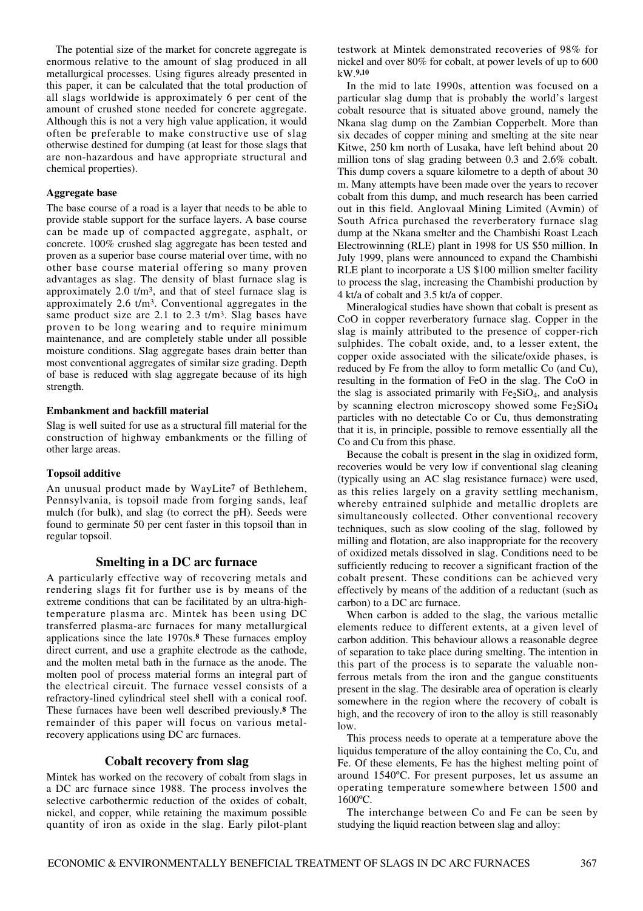The potential size of the market for concrete aggregate is enormous relative to the amount of slag produced in all metallurgical processes. Using figures already presented in this paper, it can be calculated that the total production of all slags worldwide is approximately 6 per cent of the amount of crushed stone needed for concrete aggregate. Although this is not a very high value application, it would often be preferable to make constructive use of slag otherwise destined for dumping (at least for those slags that are non-hazardous and have appropriate structural and chemical properties).

### Aggregate base

The base course of a road is a layer that needs to be able to provide stable support for the surface layers. A base course can be made up of compacted aggregate, asphalt, or concrete. 100% crushed slag aggregate has been tested and proven as a superior base course material over time, with no other base course material offering so many proven advantages as slag. The density of blast furnace slag is approximately 2.0 t/m$^3$, and that of steel furnace slag is approximately 2.6 t/m$^3$. Conventional aggregates in the same product size are 2.1 to 2.3 t/m$^3$. Slag bases have proven to be long wearing and to require minimum maintenance, and are completely stable under all possible moisture conditions. Slag aggregate bases drain better than most conventional aggregates of similar size grading. Depth of base is reduced with slag aggregate because of its high strength.

### Embankment and backfill material

Slag is well suited for use as a structural fill material for the construction of highway embankments or the filling of other large areas.

### Topsoil additive

An unusual product made by WayLite[7] of Bethlehem, Pennsylvania, is topsoil made from forging sands, leaf mulch (for bulk), and slag (to correct the pH). Seeds were found to germinate 50 per cent faster in this topsoil than in regular topsoil.

## Smelting in a DC arc furnace

A particularly effective way of recovering metals and rendering slags fit for further use is by means of the extreme conditions that can be facilitated by an ultra-high-temperature plasma arc. Mintek has been using DC transferred plasma-arc furnaces for many metallurgical applications since the late 1970s.[8] These furnaces employ direct current, and use a graphite electrode as the cathode, and the molten metal bath in the furnace as the anode. The molten pool of process material forms an integral part of the electrical circuit. The furnace vessel consists of a refractory-lined cylindrical steel shell with a conical roof. These furnaces have been well described previously.[8] The remainder of this paper will focus on various metal-recovery applications using DC arc furnaces.

## Cobalt recovery from slag

Mintek has worked on the recovery of cobalt from slags in a DC arc furnace since 1988. The process involves the selective carbothermic reduction of the oxides of cobalt, nickel, and copper, while retaining the maximum possible quantity of iron as oxide in the slag. Early pilot-plant testwork at Mintek demonstrated recoveries of 98% for nickel and over 80% for cobalt, at power levels of up to 600 kW.[9,10]

In the mid to late 1990s, attention was focused on a particular slag dump that is probably the world's largest cobalt resource that is situated above ground, namely the Nkana slag dump on the Zambian Copperbelt. More than six decades of copper mining and smelting at the site near Kitwe, 250 km north of Lusaka, have left behind about 20 million tons of slag grading between 0.3 and 2.6% cobalt. This dump covers a square kilometre to a depth of about 30 m. Many attempts have been made over the years to recover cobalt from this dump, and much research has been carried out in this field. Anglovaal Mining Limited (Avmin) of South Africa purchased the reverberatory furnace slag dump at the Nkana smelter and the Chambishi Roast Leach Electrowinning (RLE) plant in 1998 for US $50 million. In July 1999, plans were announced to expand the Chambishi RLE plant to incorporate a US $100 million smelter facility to process the slag, increasing the Chambishi production by 4 kt/a of cobalt and 3.5 kt/a of copper.

Mineralogical studies have shown that cobalt is present as CoO in copper reverberatory furnace slag. Copper in the slag is mainly attributed to the presence of copper-rich sulphides. The cobalt oxide, and, to a lesser extent, the copper oxide associated with the silicate/oxide phases, is reduced by Fe from the alloy to form metallic Co (and Cu), resulting in the formation of FeO in the slag. The CoO in the slag is associated primarily with $Fe_2SiO_4$, and analysis by scanning electron microscopy showed some $Fe_2SiO_4$ particles with no detectable Co or Cu, thus demonstrating that it is, in principle, possible to remove essentially all the Co and Cu from this phase.

Because the cobalt is present in the slag in oxidized form, recoveries would be very low if conventional slag cleaning (typically using an AC slag resistance furnace) were used, as this relies largely on a gravity settling mechanism, whereby entrained sulphide and metallic droplets are simultaneously collected. Other conventional recovery techniques, such as slow cooling of the slag, followed by milling and flotation, are also inappropriate for the recovery of oxidized metals dissolved in slag. Conditions need to be sufficiently reducing to recover a significant fraction of the cobalt present. These conditions can be achieved very effectively by means of the addition of a reductant (such as carbon) to a DC arc furnace.

When carbon is added to the slag, the various metallic elements reduce to different extents, at a given level of carbon addition. This behaviour allows a reasonable degree of separation to take place during smelting. The intention in this part of the process is to separate the valuable non-ferrous metals from the iron and the gangue constituents present in the slag. The desirable area of operation is clearly somewhere in the region where the recovery of cobalt is high, and the recovery of iron to the alloy is still reasonably low.

This process needs to operate at a temperature above the liquidus temperature of the alloy containing the Co, Cu, and Fe. Of these elements, Fe has the highest melting point of around 1540°C. For present purposes, let us assume an operating temperature somewhere between 1500 and 1600°C.

The interchange between Co and Fe can be seen by studying the liquid reaction between slag and alloy: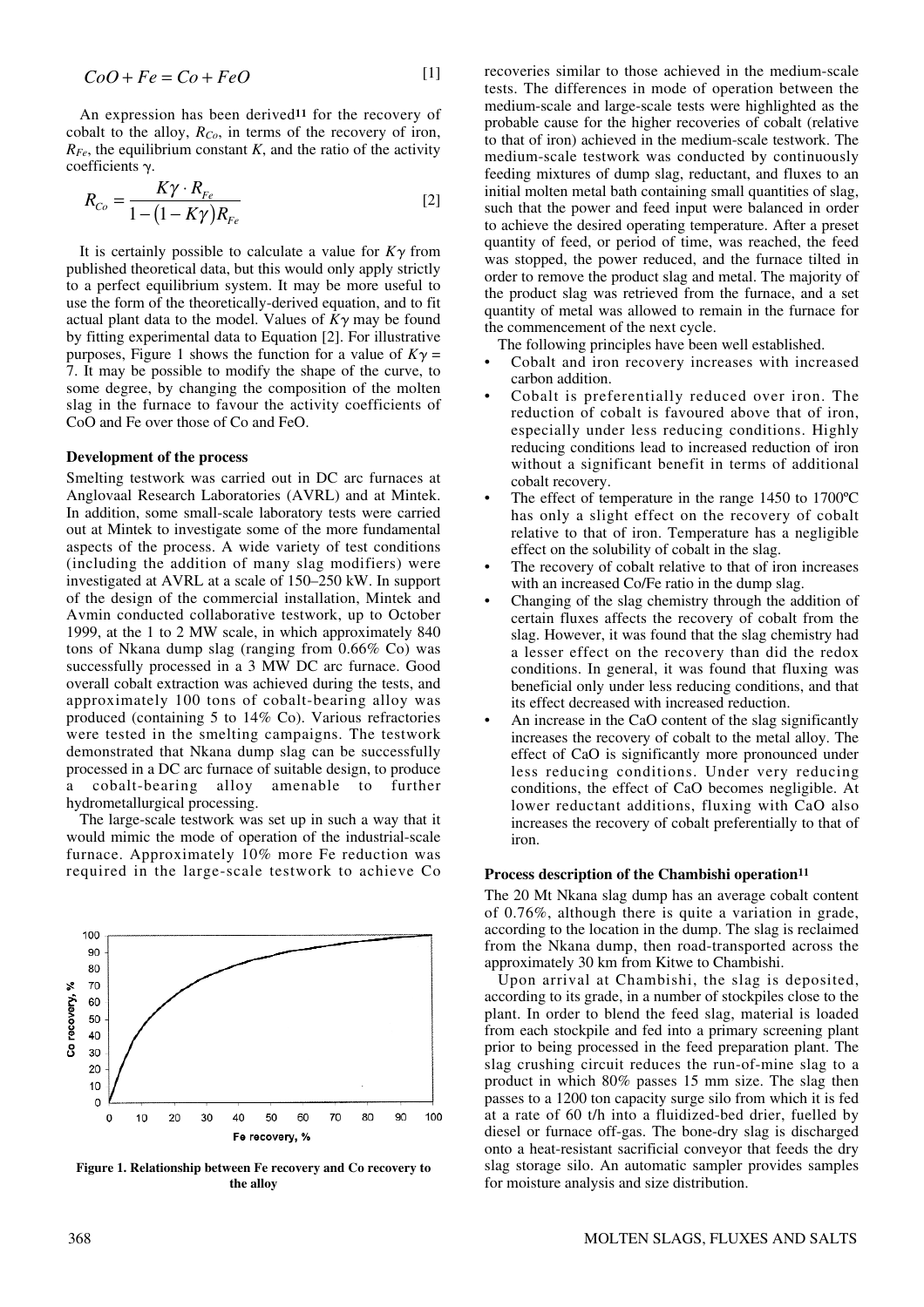$$CoO + Fe = Co + FeO \quad [1]$$

An expression has been derived[11] for the recovery of cobalt to the alloy, $R_{Co}$, in terms of the recovery of iron, $R_{Fe}$, the equilibrium constant $K$, and the ratio of the activity coefficients $\gamma$.

$$R_{Co} = \frac{K\gamma \cdot R_{Fe}}{1-(1-K\gamma)R_{Fe}} \quad [2]$$

It is certainly possible to calculate a value for $K\gamma$ from published theoretical data, but this would only apply strictly to a perfect equilibrium system. It may be more useful to use the form of the theoretically-derived equation, and to fit actual plant data to the model. Values of $K\gamma$ may be found by fitting experimental data to Equation [2]. For illustrative purposes, Figure 1 shows the function for a value of $K\gamma$ = 7. It may be possible to modify the shape of the curve, to some degree, by changing the composition of the molten slag in the furnace to favour the activity coefficients of CoO and Fe over those of Co and FeO.

### Development of the process

Smelting testwork was carried out in DC arc furnaces at Anglovaal Research Laboratories (AVRL) and at Mintek. In addition, some small-scale laboratory tests were carried out at Mintek to investigate some of the more fundamental aspects of the process. A wide variety of test conditions (including the addition of many slag modifiers) were investigated at AVRL at a scale of 150–250 kW. In support of the design of the commercial installation, Mintek and Avmin conducted collaborative testwork, up to October 1999, at the 1 to 2 MW scale, in which approximately 840 tons of Nkana dump slag (ranging from 0.66% Co) was successfully processed in a 3 MW DC arc furnace. Good overall cobalt extraction was achieved during the tests, and approximately 100 tons of cobalt-bearing alloy was produced (containing 5 to 14% Co). Various refractories were tested in the smelting campaigns. The testwork demonstrated that Nkana dump slag can be successfully processed in a DC arc furnace of suitable design, to produce a cobalt-bearing alloy amenable to further hydrometallurgical processing.

The large-scale testwork was set up in such a way that it would mimic the mode of operation of the industrial-scale furnace. Approximately 10% more Fe reduction was required in the large-scale testwork to achieve Co recoveries similar to those achieved in the medium-scale tests. The differences in mode of operation between the medium-scale and large-scale tests were highlighted as the probable cause for the higher recoveries of cobalt (relative to that of iron) achieved in the medium-scale testwork. The medium-scale testwork was conducted by continuously feeding mixtures of dump slag, reductant, and fluxes to an initial molten metal bath containing small quantities of slag, such that the power and feed input were balanced in order to achieve the desired operating temperature. After a preset quantity of feed, or period of time, was reached, the feed was stopped, the power reduced, and the furnace tilted in order to remove the product slag and metal. The majority of the product slag was retrieved from the furnace, and a set quantity of metal was allowed to remain in the furnace for the commencement of the next cycle.

**Figure 1. Relationship between Fe recovery and Co recovery to the alloy**

The following principles have been well established.

- Cobalt and iron recovery increases with increased carbon addition.
- Cobalt is preferentially reduced over iron. The reduction of cobalt is favoured above that of iron, especially under less reducing conditions. Highly reducing conditions lead to increased reduction of iron without a significant benefit in terms of additional cobalt recovery.
- The effect of temperature in the range 1450 to 1700ºC has only a slight effect on the recovery of cobalt relative to that of iron. Temperature has a negligible effect on the solubility of cobalt in the slag.
- The recovery of cobalt relative to that of iron increases with an increased Co/Fe ratio in the dump slag.
- Changing of the slag chemistry through the addition of certain fluxes affects the recovery of cobalt from the slag. However, it was found that the slag chemistry had a lesser effect on the recovery than did the redox conditions. In general, it was found that fluxing was beneficial only under less reducing conditions, and that its effect decreased with increased reduction.
- An increase in the CaO content of the slag significantly increases the recovery of cobalt to the metal alloy. The effect of CaO is significantly more pronounced under less reducing conditions. Under very reducing conditions, the effect of CaO becomes negligible. At lower reductant additions, fluxing with CaO also increases the recovery of cobalt preferentially to that of iron.

### Process description of the Chambishi operation[11]

The 20 Mt Nkana slag dump has an average cobalt content of 0.76%, although there is quite a variation in grade, according to the location in the dump. The slag is reclaimed from the Nkana dump, then road-transported across the approximately 30 km from Kitwe to Chambishi.

Upon arrival at Chambishi, the slag is deposited, according to its grade, in a number of stockpiles close to the plant. In order to blend the feed slag, material is loaded from each stockpile and fed into a primary screening plant prior to being processed in the feed preparation plant. The slag crushing circuit reduces the run-of-mine slag to a product in which 80% passes 15 mm size. The slag then passes to a 1200 ton capacity surge silo from which it is fed at a rate of 60 t/h into a fluidized-bed drier, fuelled by diesel or furnace off-gas. The bone-dry slag is discharged onto a heat-resistant sacrificial conveyor that feeds the dry slag storage silo. An automatic sampler provides samples for moisture analysis and size distribution.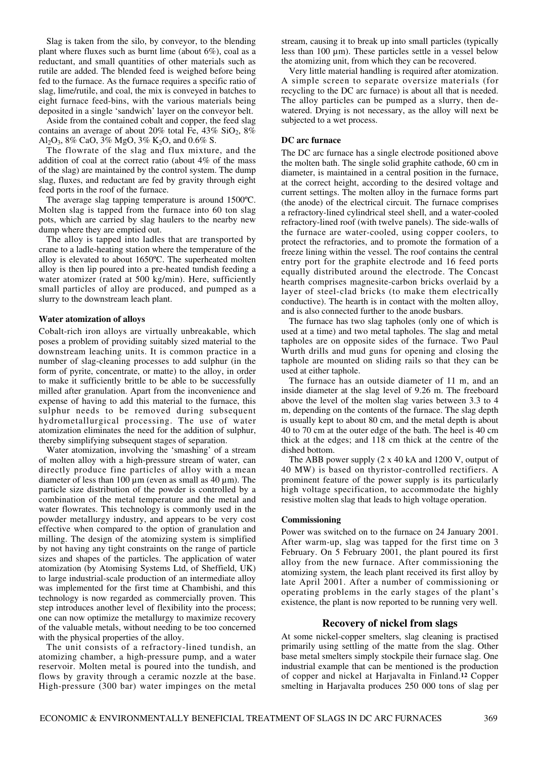Slag is taken from the silo, by conveyor, to the blending plant where fluxes such as burnt lime (about 6%), coal as a reductant, and small quantities of other materials such as rutile are added. The blended feed is weighed before being fed to the furnace. As the furnace requires a specific ratio of slag, lime/rutile, and coal, the mix is conveyed in batches to eight furnace feed-bins, with the various materials being deposited in a single 'sandwich' layer on the conveyor belt.

Aside from the contained cobalt and copper, the feed slag contains an average of about 20% total Fe, 43% $SiO_2$, 8% $Al_2O_3$, 8% CaO, 3% MgO, 3% $K_2O$, and 0.6% S.

The flowrate of the slag and flux mixture, and the addition of coal at the correct ratio (about 4% of the mass of the slag) are maintained by the control system. The dump slag, fluxes, and reductant are fed by gravity through eight feed ports in the roof of the furnace.

The average slag tapping temperature is around 1500ºC. Molten slag is tapped from the furnace into 60 ton slag pots, which are carried by slag haulers to the nearby new dump where they are emptied out.

The alloy is tapped into ladles that are transported by crane to a ladle-heating station where the temperature of the alloy is elevated to about 1650ºC. The superheated molten alloy is then lip poured into a pre-heated tundish feeding a water atomizer (rated at 500 kg/min). Here, sufficiently small particles of alloy are produced, and pumped as a slurry to the downstream leach plant.

#### Water atomization of alloys

Cobalt-rich iron alloys are virtually unbreakable, which poses a problem of providing suitably sized material to the downstream leaching units. It is common practice in a number of slag-cleaning processes to add sulphur (in the form of pyrite, concentrate, or matte) to the alloy, in order to make it sufficiently brittle to be able to be successfully milled after granulation. Apart from the inconvenience and expense of having to add this material to the furnace, this sulphur needs to be removed during subsequent hydrometallurgical processing. The use of water atomization eliminates the need for the addition of sulphur, thereby simplifying subsequent stages of separation.

Water atomization, involving the 'smashing' of a stream of molten alloy with a high-pressure stream of water, can directly produce fine particles of alloy with a mean diameter of less than 100 µm (even as small as 40 µm). The particle size distribution of the powder is controlled by a combination of the metal temperature and the metal and water flowrates. This technology is commonly used in the powder metallurgy industry, and appears to be very cost effective when compared to the option of granulation and milling. The design of the atomizing system is simplified by not having any tight constraints on the range of particle sizes and shapes of the particles. The application of water atomization (by Atomising Systems Ltd, of Sheffield, UK) to large industrial-scale production of an intermediate alloy was implemented for the first time at Chambishi, and this technology is now regarded as commercially proven. This step introduces another level of flexibility into the process; one can now optimize the metallurgy to maximize recovery of the valuable metals, without needing to be too concerned with the physical properties of the alloy.

The unit consists of a refractory-lined tundish, an atomizing chamber, a high-pressure pump, and a water reservoir. Molten metal is poured into the tundish, and flows by gravity through a ceramic nozzle at the base. High-pressure (300 bar) water impinges on the metal stream, causing it to break up into small particles (typically less than 100 µm). These particles settle in a vessel below the atomizing unit, from which they can be recovered.

Very little material handling is required after atomization. A simple screen to separate oversize materials (for recycling to the DC arc furnace) is about all that is needed. The alloy particles can be pumped as a slurry, then de-watered. Drying is not necessary, as the alloy will next be subjected to a wet process.

#### DC arc furnace

The DC arc furnace has a single electrode positioned above the molten bath. The single solid graphite cathode, 60 cm in diameter, is maintained in a central position in the furnace, at the correct height, according to the desired voltage and current settings. The molten alloy in the furnace forms part (the anode) of the electrical circuit. The furnace comprises a refractory-lined cylindrical steel shell, and a water-cooled refractory-lined roof (with twelve panels). The side-walls of the furnace are water-cooled, using copper coolers, to protect the refractories, and to promote the formation of a freeze lining within the vessel. The roof contains the central entry port for the graphite electrode and 16 feed ports equally distributed around the electrode. The Concast hearth comprises magnesite-carbon bricks overlaid by a layer of steel-clad bricks (to make them electrically conductive). The hearth is in contact with the molten alloy, and is also connected further to the anode busbars.

The furnace has two slag tapholes (only one of which is used at a time) and two metal tapholes. The slag and metal tapholes are on opposite sides of the furnace. Two Paul Wurth drills and mud guns for opening and closing the taphole are mounted on sliding rails so that they can be used at either taphole.

The furnace has an outside diameter of 11 m, and an inside diameter at the slag level of 9.26 m. The freeboard above the level of the molten slag varies between 3.3 to 4 m, depending on the contents of the furnace. The slag depth is usually kept to about 80 cm, and the metal depth is about 40 to 70 cm at the outer edge of the bath. The heel is 40 cm thick at the edges; and 118 cm thick at the centre of the dished bottom.

The ABB power supply (2 x 40 kA and 1200 V, output of 40 MW) is based on thyristor-controlled rectifiers. A prominent feature of the power supply is its particularly high voltage specification, to accommodate the highly resistive molten slag that leads to high voltage operation.

#### Commissioning

Power was switched on to the furnace on 24 January 2001. After warm-up, slag was tapped for the first time on 3 February. On 5 February 2001, the plant poured its first alloy from the new furnace. After commissioning the atomizing system, the leach plant received its first alloy by late April 2001. After a number of commissioning or operating problems in the early stages of the plant's existence, the plant is now reported to be running very well.

## Recovery of nickel from slags

At some nickel-copper smelters, slag cleaning is practised primarily using settling of the matte from the slag. Other base metal smelters simply stockpile their furnace slag. One industrial example that can be mentioned is the production of copper and nickel at Harjavalta in Finland.[12] Copper smelting in Harjavalta produces 250 000 tons of slag per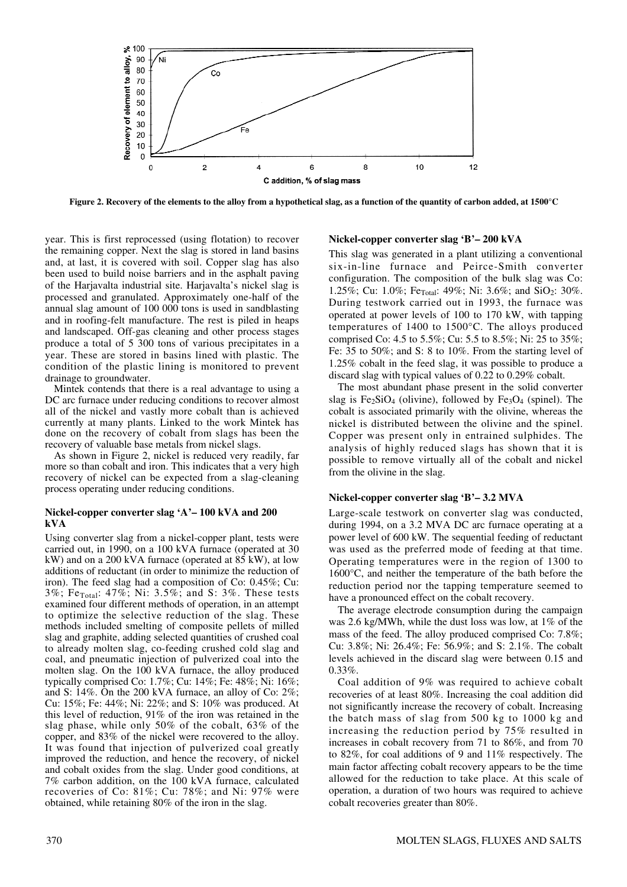Figure 2. Recovery of the elements to the alloy from a hypothetical slag, as a function of the quantity of carbon added, at 1500°C

year. This is first reprocessed (using flotation) to recover the remaining copper. Next the slag is stored in land basins and, at last, it is covered with soil. Copper slag has also been used to build noise barriers and in the asphalt paving of the Harjavalta industrial site. Harjavalta's nickel slag is processed and granulated. Approximately one-half of the annual slag amount of 100 000 tons is used in sandblasting and in roofing-felt manufacture. The rest is piled in heaps and landscaped. Off-gas cleaning and other process stages produce a total of 5 300 tons of various precipitates in a year. These are stored in basins lined with plastic. The condition of the plastic lining is monitored to prevent drainage to groundwater.

Mintek contends that there is a real advantage to using a DC arc furnace under reducing conditions to recover almost all of the nickel and vastly more cobalt than is achieved currently at many plants. Linked to the work Mintek has done on the recovery of cobalt from slags has been the recovery of valuable base metals from nickel slags.

As shown in Figure 2, nickel is reduced very readily, far more so than cobalt and iron. This indicates that a very high recovery of nickel can be expected from a slag-cleaning process operating under reducing conditions.

### Nickel-copper converter slag 'A'– 100 kVA and 200 kVA

Using converter slag from a nickel-copper plant, tests were carried out, in 1990, on a 100 kVA furnace (operated at 30 kW) and on a 200 kVA furnace (operated at 85 kW), at low additions of reductant (in order to minimize the reduction of iron). The feed slag had a composition of Co: 0.45%; Cu: 3%; $Fe_{Total}$: 47%; Ni: 3.5%; and S: 3%. These tests examined four different methods of operation, in an attempt to optimize the selective reduction of the slag. These methods included smelting of composite pellets of milled slag and graphite, adding selected quantities of crushed coal to already molten slag, co-feeding crushed old slag and coal, and pneumatic injection of pulverized coal into the molten slag. On the 100 kVA furnace, the alloy produced typically comprised Co: 1.7%; Cu: 14%; Fe: 48%; Ni: 16%; and S: 14%. On the 200 kVA furnace, an alloy of Co: 2%; Cu: 15%; Fe: 44%; Ni: 22%; and S: 10% was produced. At this level of reduction, 91% of the iron was retained in the slag phase, while only 50% of the cobalt, 63% of the copper, and 83% of the nickel were recovered to the alloy. It was found that injection of pulverized coal greatly improved the reduction, and hence the recovery, of nickel and cobalt oxides from the slag. Under good conditions, at 7% carbon addition, on the 100 kVA furnace, calculated recoveries of Co: 81%; Cu: 78%; and Ni: 97% were obtained, while retaining 80% of the iron in the slag.

### Nickel-copper converter slag 'B'– 200 kVA

This slag was generated in a plant utilizing a conventional six-in-line furnace and Peirce-Smith converter configuration. The composition of the bulk slag was Co: 1.25%; Cu: 1.0%; $Fe_{Total}$: 49%; Ni: 3.6%; and $SiO_2$: 30%. During testwork carried out in 1993, the furnace was operated at power levels of 100 to 170 kW, with tapping temperatures of 1400 to 1500°C. The alloys produced comprised Co: 4.5 to 5.5%; Cu: 5.5 to 8.5%; Ni: 25 to 35%; Fe: 35 to 50%; and S: 8 to 10%. From the starting level of 1.25% cobalt in the feed slag, it was possible to produce a discard slag with typical values of 0.22 to 0.29% cobalt.

The most abundant phase present in the solid converter slag is $Fe_2SiO_4$ (olivine), followed by $Fe_3O_4$ (spinel). The cobalt is associated primarily with the olivine, whereas the nickel is distributed between the olivine and the spinel. Copper was present only in entrained sulphides. The analysis of highly reduced slags has shown that it is possible to remove virtually all of the cobalt and nickel from the olivine in the slag.

### Nickel-copper converter slag 'B'– 3.2 MVA

Large-scale testwork on converter slag was conducted, during 1994, on a 3.2 MVA DC arc furnace operating at a power level of 600 kW. The sequential feeding of reductant was used as the preferred mode of feeding at that time. Operating temperatures were in the region of 1300 to 1600°C, and neither the temperature of the bath before the reduction period nor the tapping temperature seemed to have a pronounced effect on the cobalt recovery.

The average electrode consumption during the campaign was 2.6 kg/MWh, while the dust loss was low, at 1% of the mass of the feed. The alloy produced comprised Co: 7.8%; Cu: 3.8%; Ni: 26.4%; Fe: 56.9%; and S: 2.1%. The cobalt levels achieved in the discard slag were between 0.15 and 0.33%.

Coal addition of 9% was required to achieve cobalt recoveries of at least 80%. Increasing the coal addition did not significantly increase the recovery of cobalt. Increasing the batch mass of slag from 500 kg to 1000 kg and increasing the reduction period by 75% resulted in increases in cobalt recovery from 71 to 86%, and from 70 to 82%, for coal additions of 9 and 11% respectively. The main factor affecting cobalt recovery appears to be the time allowed for the reduction to take place. At this scale of operation, a duration of two hours was required to achieve cobalt recoveries greater than 80%.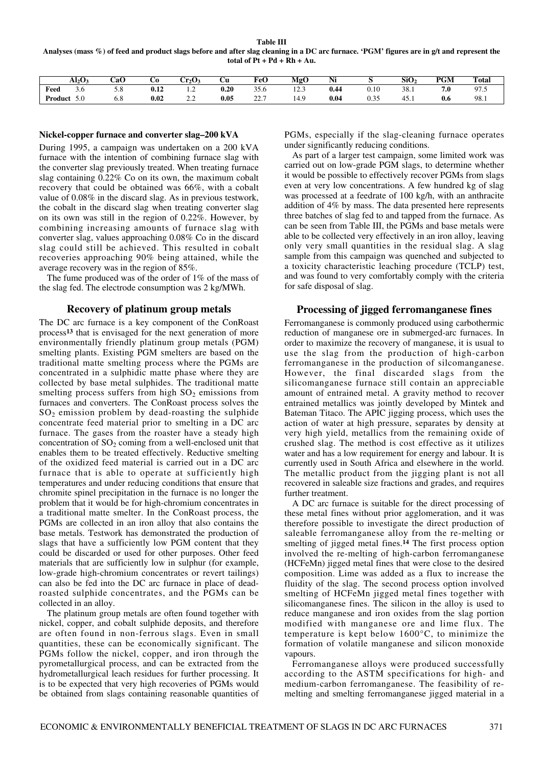**Table III**
**Analyses (mass %) of feed and product slags before and after slag cleaning in a DC arc furnace. 'PGM' figures are in g/t and represent the total of Pt + Pd + Rh + Au.**

| | $Al_2O_3$ | CaO | Co | $Cr_2O_3$ | Cu | FeO | MgO | Ni | S | $SiO_2$ | PGM | Total |
|---|---|---|---|---|---|---|---|---|---|---|---|---|
| **Feed** | 3.6 | 5.8 | **0.12** | 1.2 | **0.20** | 35.6 | 12.3 | **0.44** | 0.10 | 38.1 | **7.0** | 97.5 |
| **Product** | 5.0 | 6.8 | **0.02** | 2.2 | **0.05** | 22.7 | 14.9 | **0.04** | 0.35 | 45.1 | **0.6** | 98.1 |

#### Nickel-copper furnace and converter slag–200 kVA

During 1995, a campaign was undertaken on a 200 kVA furnace with the intention of combining furnace slag with the converter slag previously treated. When treating furnace slag containing 0.22% Co on its own, the maximum cobalt recovery that could be obtained was 66%, with a cobalt value of 0.08% in the discard slag. As in previous testwork, the cobalt in the discard slag when treating converter slag on its own was still in the region of 0.22%. However, by combining increasing amounts of furnace slag with converter slag, values approaching 0.08% Co in the discard slag could still be achieved. This resulted in cobalt recoveries approaching 90% being attained, while the average recovery was in the region of 85%.

The fume produced was of the order of 1% of the mass of the slag fed. The electrode consumption was 2 kg/MWh.

## Recovery of platinum group metals

The DC arc furnace is a key component of the ConRoast process[13] that is envisaged for the next generation of more environmentally friendly platinum group metals (PGM) smelting plants. Existing PGM smelters are based on the traditional matte smelting process where the PGMs are concentrated in a sulphidic matte phase where they are collected by base metal sulphides. The traditional matte smelting process suffers from high $SO_2$ emissions from furnaces and converters. The ConRoast process solves the $SO_2$ emission problem by dead-roasting the sulphide concentrate feed material prior to smelting in a DC arc furnace. The gases from the roaster have a steady high concentration of $SO_2$ coming from a well-enclosed unit that enables them to be treated effectively. Reductive smelting of the oxidized feed material is carried out in a DC arc furnace that is able to operate at sufficiently high temperatures and under reducing conditions that ensure that chromite spinel precipitation in the furnace is no longer the problem that it would be for high-chromium concentrates in a traditional matte smelter. In the ConRoast process, the PGMs are collected in an iron alloy that also contains the base metals. Testwork has demonstrated the production of slags that have a sufficiently low PGM content that they could be discarded or used for other purposes. Other feed materials that are sufficiently low in sulphur (for example, low-grade high-chromium concentrates or revert tailings) can also be fed into the DC arc furnace in place of dead-roasted sulphide concentrates, and the PGMs can be collected in an alloy.

The platinum group metals are often found together with nickel, copper, and cobalt sulphide deposits, and therefore are often found in non-ferrous slags. Even in small quantities, these can be economically significant. The PGMs follow the nickel, copper, and iron through the pyrometallurgical process, and can be extracted from the hydrometallurgical leach residues for further processing. It is to be expected that very high recoveries of PGMs would be obtained from slags containing reasonable quantities of PGMs, especially if the slag-cleaning furnace operates under significantly reducing conditions.

As part of a larger test campaign, some limited work was carried out on low-grade PGM slags, to determine whether it would be possible to effectively recover PGMs from slags even at very low concentrations. A few hundred kg of slag was processed at a feedrate of 100 kg/h, with an anthracite addition of 4% by mass. The data presented here represents three batches of slag fed to and tapped from the furnace. As can be seen from Table III, the PGMs and base metals were able to be collected very effectively in an iron alloy, leaving only very small quantities in the residual slag. A slag sample from this campaign was quenched and subjected to a toxicity characteristic leaching procedure (TCLP) test, and was found to very comfortably comply with the criteria for safe disposal of slag.

## Processing of jigged ferromanganese fines

Ferromanganese is commonly produced using carbothermic reduction of manganese ore in submerged-arc furnaces. In order to maximize the recovery of manganese, it is usual to use the slag from the production of high-carbon ferromanganese in the production of silcomanganese. However, the final discarded slags from the silicomanganese furnace still contain an appreciable amount of entrained metal. A gravity method to recover entrained metallics was jointly developed by Mintek and Bateman Titaco. The APIC jigging process, which uses the action of water at high pressure, separates by density at very high yield, metallics from the remaining oxide of crushed slag. The method is cost effective as it utilizes water and has a low requirement for energy and labour. It is currently used in South Africa and elsewhere in the world. The metallic product from the jigging plant is not all recovered in saleable size fractions and grades, and requires further treatment.

A DC arc furnace is suitable for the direct processing of these metal fines without prior agglomeration, and it was therefore possible to investigate the direct production of saleable ferromanganese alloy from the re-melting or smelting of jigged metal fines.[14] The first process option involved the re-melting of high-carbon ferromanganese (HCFeMn) jigged metal fines that were close to the desired composition. Lime was added as a flux to increase the fluidity of the slag. The second process option involved smelting of HCFeMn jigged metal fines together with silicomanganese fines. The silicon in the alloy is used to reduce manganese and iron oxides from the slag portion modified with manganese ore and lime flux. The temperature is kept below 1600°C, to minimize the formation of volatile manganese and silicon monoxide vapours.

Ferromanganese alloys were produced successfully according to the ASTM specifications for high- and medium-carbon ferromanganese. The feasibility of re-melting and smelting ferromanganese jigged material in a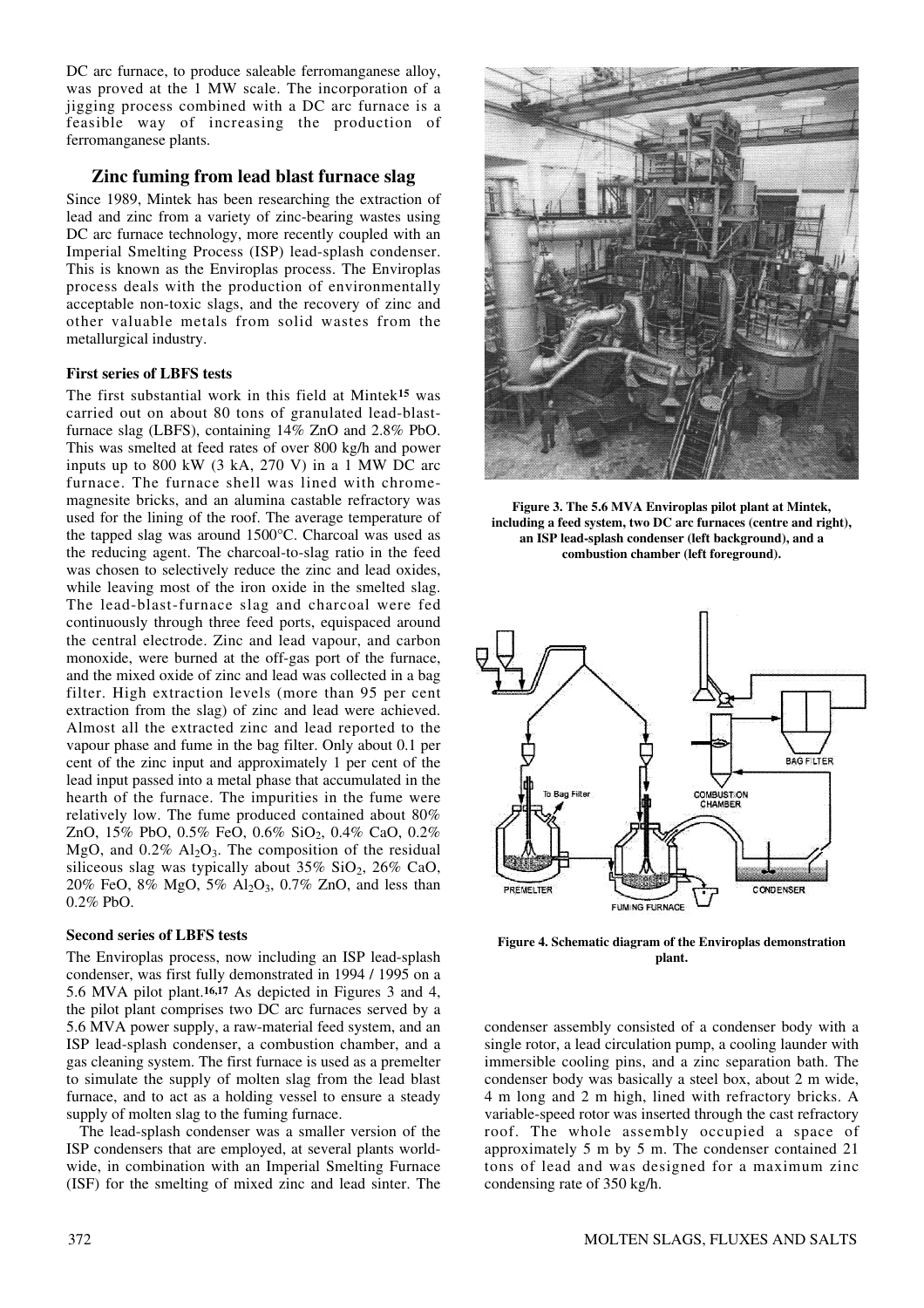DC arc furnace, to produce saleable ferromanganese alloy, was proved at the 1 MW scale. The incorporation of a jigging process combined with a DC arc furnace is a feasible way of increasing the production of ferromanganese plants.

## Zinc fuming from lead blast furnace slag

Since 1989, Mintek has been researching the extraction of lead and zinc from a variety of zinc-bearing wastes using DC arc furnace technology, more recently coupled with an Imperial Smelting Process (ISP) lead-splash condenser. This is known as the Enviroplas process. The Enviroplas process deals with the production of environmentally acceptable non-toxic slags, and the recovery of zinc and other valuable metals from solid wastes from the metallurgical industry.

### First series of LBFS tests

The first substantial work in this field at Mintek[15] was carried out on about 80 tons of granulated lead-blast-furnace slag (LBFS), containing 14% ZnO and 2.8% PbO. This was smelted at feed rates of over 800 kg/h and power inputs up to 800 kW (3 kA, 270 V) in a 1 MW DC arc furnace. The furnace shell was lined with chrome-magnesite bricks, and an alumina castable refractory was used for the lining of the roof. The average temperature of the tapped slag was around 1500°C. Charcoal was used as the reducing agent. The charcoal-to-slag ratio in the feed was chosen to selectively reduce the zinc and lead oxides, while leaving most of the iron oxide in the smelted slag. The lead-blast-furnace slag and charcoal were fed continuously through three feed ports, equispaced around the central electrode. Zinc and lead vapour, and carbon monoxide, were burned at the off-gas port of the furnace, and the mixed oxide of zinc and lead was collected in a bag filter. High extraction levels (more than 95 per cent extraction from the slag) of zinc and lead were achieved. Almost all the extracted zinc and lead reported to the vapour phase and fume in the bag filter. Only about 0.1 per cent of the zinc input and approximately 1 per cent of the lead input passed into a metal phase that accumulated in the hearth of the furnace. The impurities in the fume were relatively low. The fume produced contained about 80% ZnO, 15% PbO, 0.5% FeO, 0.6% $SiO_2$, 0.4% CaO, 0.2% MgO, and 0.2% $Al_2O_3$. The composition of the residual siliceous slag was typically about 35% $SiO_2$, 26% CaO, 20% FeO, 8% MgO, 5% $Al_2O_3$, 0.7% ZnO, and less than 0.2% PbO.

### Second series of LBFS tests

The Enviroplas process, now including an ISP lead-splash condenser, was first fully demonstrated in 1994 / 1995 on a 5.6 MVA pilot plant.[16,17] As depicted in Figures 3 and 4, the pilot plant comprises two DC arc furnaces served by a 5.6 MVA power supply, a raw-material feed system, and an ISP lead-splash condenser, a combustion chamber, and a gas cleaning system. The first furnace is used as a premelter to simulate the supply of molten slag from the lead blast furnace, and to act as a holding vessel to ensure a steady supply of molten slag to the fuming furnace.

The lead-splash condenser was a smaller version of the ISP condensers that are employed, at several plants worldwide, in combination with an Imperial Smelting Furnace (ISF) for the smelting of mixed zinc and lead sinter. The condenser assembly consisted of a condenser body with a single rotor, a lead circulation pump, a cooling launder with immersible cooling pins, and a zinc separation bath. The condenser body was basically a steel box, about 2 m wide, 4 m long and 2 m high, lined with refractory bricks. A variable-speed rotor was inserted through the cast refractory roof. The whole assembly occupied a space of approximately 5 m by 5 m. The condenser contained 21 tons of lead and was designed for a maximum zinc condensing rate of 350 kg/h.

**Figure 3. The 5.6 MVA Enviroplas pilot plant at Mintek, including a feed system, two DC arc furnaces (centre and right), an ISP lead-splash condenser (left background), and a combustion chamber (left foreground).**

**Figure 4. Schematic diagram of the Enviroplas demonstration plant.**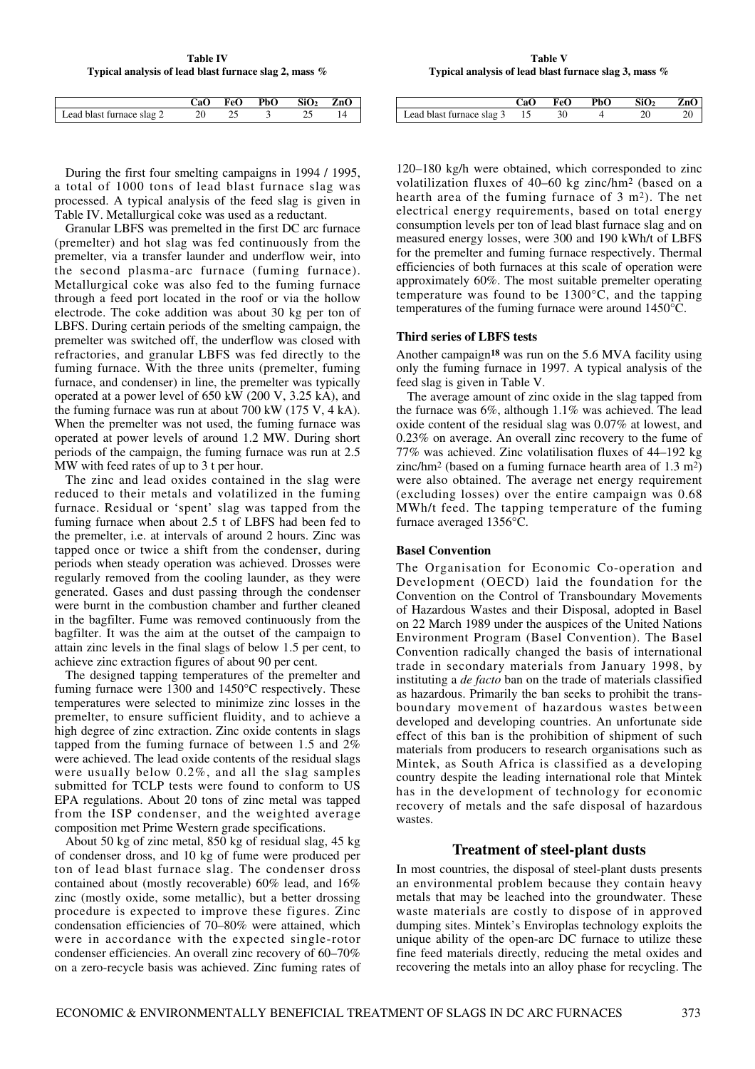**Table IV**
**Typical analysis of lead blast furnace slag 2, mass %**

| | CaO | FeO | PbO | $SiO_2$ | ZnO |
|---|---|---|---|---|---|
| Lead blast furnace slag 2 | 20 | 25 | 3 | 25 | 14 |

**Table V**
**Typical analysis of lead blast furnace slag 3, mass %**

| | CaO | FeO | PbO | $SiO_2$ | ZnO |
|---|---|---|---|---|---|
| Lead blast furnace slag 3 | 15 | 30 | 4 | 20 | 20 |

During the first four smelting campaigns in 1994 / 1995, a total of 1000 tons of lead blast furnace slag was processed. A typical analysis of the feed slag is given in Table IV. Metallurgical coke was used as a reductant.

Granular LBFS was premelted in the first DC arc furnace (premelter) and hot slag was fed continuously from the premelter, via a transfer launder and underflow weir, into the second plasma-arc furnace (fuming furnace). Metallurgical coke was also fed to the fuming furnace through a feed port located in the roof or via the hollow electrode. The coke addition was about 30 kg per ton of LBFS. During certain periods of the smelting campaign, the premelter was switched off, the underflow was closed with refractories, and granular LBFS was fed directly to the fuming furnace. With the three units (premelter, fuming furnace, and condenser) in line, the premelter was typically operated at a power level of 650 kW (200 V, 3.25 kA), and the fuming furnace was run at about 700 kW (175 V, 4 kA). When the premelter was not used, the fuming furnace was operated at power levels of around 1.2 MW. During short periods of the campaign, the fuming furnace was run at 2.5 MW with feed rates of up to 3 t per hour.

The zinc and lead oxides contained in the slag were reduced to their metals and volatilized in the fuming furnace. Residual or 'spent' slag was tapped from the fuming furnace when about 2.5 t of LBFS had been fed to the premelter, i.e. at intervals of around 2 hours. Zinc was tapped once or twice a shift from the condenser, during periods when steady operation was achieved. Drosses were regularly removed from the cooling launder, as they were generated. Gases and dust passing through the condenser were burnt in the combustion chamber and further cleaned in the bagfilter. Fume was removed continuously from the bagfilter. It was the aim at the outset of the campaign to attain zinc levels in the final slags of below 1.5 per cent, to achieve zinc extraction figures of about 90 per cent.

The designed tapping temperatures of the premelter and fuming furnace were 1300 and 1450°C respectively. These temperatures were selected to minimize zinc losses in the premelter, to ensure sufficient fluidity, and to achieve a high degree of zinc extraction. Zinc oxide contents in slags tapped from the fuming furnace of between 1.5 and 2% were achieved. The lead oxide contents of the residual slags were usually below 0.2%, and all the slag samples submitted for TCLP tests were found to conform to US EPA regulations. About 20 tons of zinc metal was tapped from the ISP condenser, and the weighted average composition met Prime Western grade specifications.

About 50 kg of zinc metal, 850 kg of residual slag, 45 kg of condenser dross, and 10 kg of fume were produced per ton of lead blast furnace slag. The condenser dross contained about (mostly recoverable) 60% lead, and 16% zinc (mostly oxide, some metallic), but a better drossing procedure is expected to improve these figures. Zinc condensation efficiencies of 70–80% were attained, which were in accordance with the expected single-rotor condenser efficiencies. An overall zinc recovery of 60–70% on a zero-recycle basis was achieved. Zinc fuming rates of 120–180 kg/h were obtained, which corresponded to zinc volatilization fluxes of 40–60 kg zinc/hm$^2$ (based on a hearth area of the fuming furnace of 3 m$^2$). The net electrical energy requirements, based on total energy consumption levels per ton of lead blast furnace slag and on measured energy losses, were 300 and 190 kWh/t of LBFS for the premelter and fuming furnace respectively. Thermal efficiencies of both furnaces at this scale of operation were approximately 60%. The most suitable premelter operating temperature was found to be 1300°C, and the tapping temperatures of the fuming furnace were around 1450°C.

### Third series of LBFS tests

Another campaign[18] was run on the 5.6 MVA facility using only the fuming furnace in 1997. A typical analysis of the feed slag is given in Table V.

The average amount of zinc oxide in the slag tapped from the furnace was 6%, although 1.1% was achieved. The lead oxide content of the residual slag was 0.07% at lowest, and 0.23% on average. An overall zinc recovery to the fume of 77% was achieved. Zinc volatilisation fluxes of 44–192 kg zinc/hm$^2$ (based on a fuming furnace hearth area of 1.3 m$^2$) were also obtained. The average net energy requirement (excluding losses) over the entire campaign was 0.68 MWh/t feed. The tapping temperature of the fuming furnace averaged 1356°C.

### Basel Convention

The Organisation for Economic Co-operation and Development (OECD) laid the foundation for the Convention on the Control of Transboundary Movements of Hazardous Wastes and their Disposal, adopted in Basel on 22 March 1989 under the auspices of the United Nations Environment Program (Basel Convention). The Basel Convention radically changed the basis of international trade in secondary materials from January 1998, by instituting a *de facto* ban on the trade of materials classified as hazardous. Primarily the ban seeks to prohibit the trans-boundary movement of hazardous wastes between developed and developing countries. An unfortunate side effect of this ban is the prohibition of shipment of such materials from producers to research organisations such as Mintek, as South Africa is classified as a developing country despite the leading international role that Mintek has in the development of technology for economic recovery of metals and the safe disposal of hazardous wastes.

## Treatment of steel-plant dusts

In most countries, the disposal of steel-plant dusts presents an environmental problem because they contain heavy metals that may be leached into the groundwater. These waste materials are costly to dispose of in approved dumping sites. Mintek's Enviroplas technology exploits the unique ability of the open-arc DC furnace to utilize these fine feed materials directly, reducing the metal oxides and recovering the metals into an alloy phase for recycling. The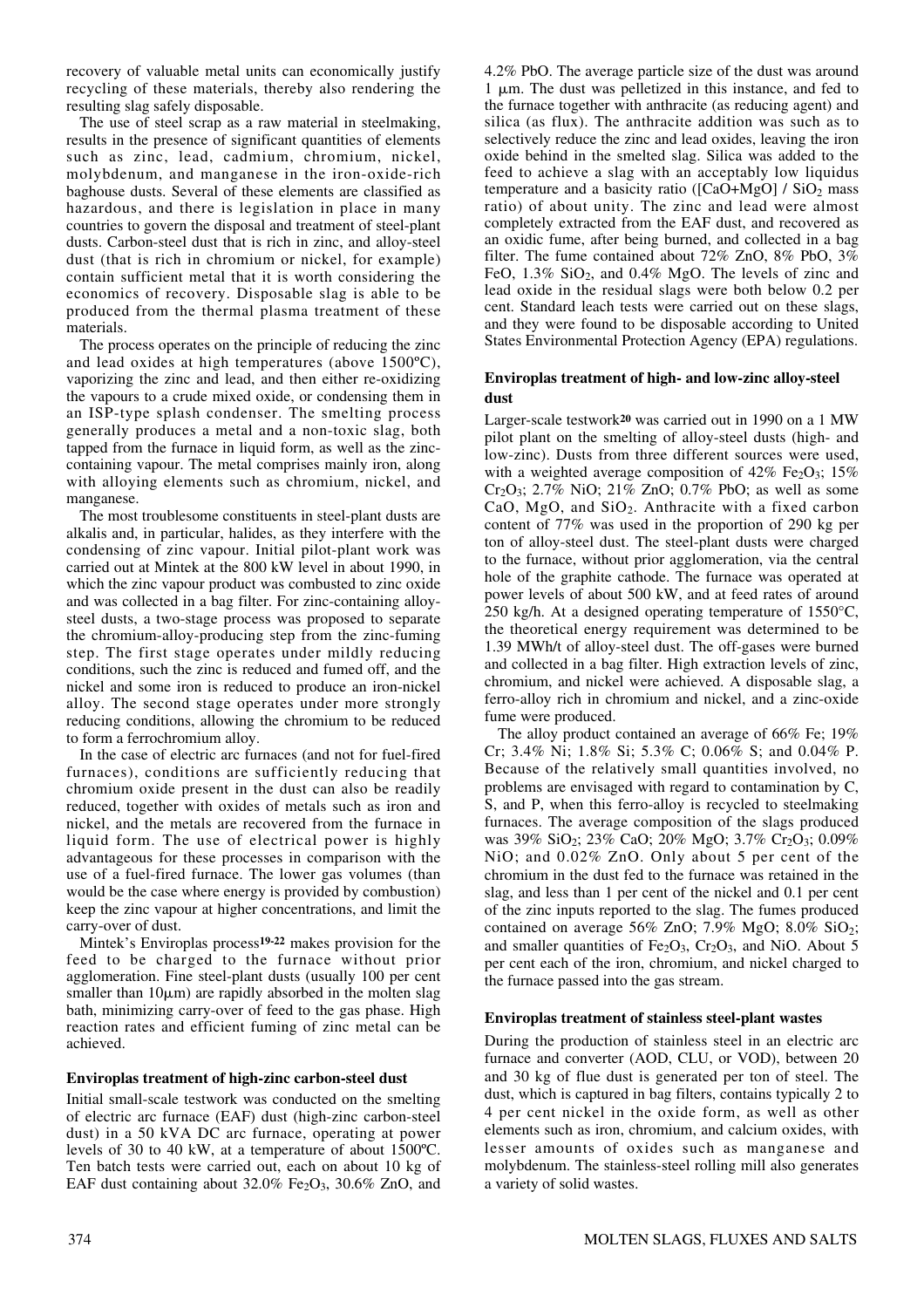recovery of valuable metal units can economically justify recycling of these materials, thereby also rendering the resulting slag safely disposable.

The use of steel scrap as a raw material in steelmaking, results in the presence of significant quantities of elements such as zinc, lead, cadmium, chromium, nickel, molybdenum, and manganese in the iron-oxide-rich baghouse dusts. Several of these elements are classified as hazardous, and there is legislation in place in many countries to govern the disposal and treatment of steel-plant dusts. Carbon-steel dust that is rich in zinc, and alloy-steel dust (that is rich in chromium or nickel, for example) contain sufficient metal that it is worth considering the economics of recovery. Disposable slag is able to be produced from the thermal plasma treatment of these materials.

The process operates on the principle of reducing the zinc and lead oxides at high temperatures (above 1500ºC), vaporizing the zinc and lead, and then either re-oxidizing the vapours to a crude mixed oxide, or condensing them in an ISP-type splash condenser. The smelting process generally produces a metal and a non-toxic slag, both tapped from the furnace in liquid form, as well as the zinc-containing vapour. The metal comprises mainly iron, along with alloying elements such as chromium, nickel, and manganese.

The most troublesome constituents in steel-plant dusts are alkalis and, in particular, halides, as they interfere with the condensing of zinc vapour. Initial pilot-plant work was carried out at Mintek at the 800 kW level in about 1990, in which the zinc vapour product was combusted to zinc oxide and was collected in a bag filter. For zinc-containing alloy-steel dusts, a two-stage process was proposed to separate the chromium-alloy-producing step from the zinc-fuming step. The first stage operates under mildly reducing conditions, such the zinc is reduced and fumed off, and the nickel and some iron is reduced to produce an iron-nickel alloy. The second stage operates under more strongly reducing conditions, allowing the chromium to be reduced to form a ferrochromium alloy.

In the case of electric arc furnaces (and not for fuel-fired furnaces), conditions are sufficiently reducing that chromium oxide present in the dust can also be readily reduced, together with oxides of metals such as iron and nickel, and the metals are recovered from the furnace in liquid form. The use of electrical power is highly advantageous for these processes in comparison with the use of a fuel-fired furnace. The lower gas volumes (than would be the case where energy is provided by combustion) keep the zinc vapour at higher concentrations, and limit the carry-over of dust.

Mintek's Enviroplas process[19-22] makes provision for the feed to be charged to the furnace without prior agglomeration. Fine steel-plant dusts (usually 100 per cent smaller than 10μm) are rapidly absorbed in the molten slag bath, minimizing carry-over of feed to the gas phase. High reaction rates and efficient fuming of zinc metal can be achieved.

### Enviroplas treatment of high-zinc carbon-steel dust

Initial small-scale testwork was conducted on the smelting of electric arc furnace (EAF) dust (high-zinc carbon-steel dust) in a 50 kVA DC arc furnace, operating at power levels of 30 to 40 kW, at a temperature of about 1500ºC. Ten batch tests were carried out, each on about 10 kg of EAF dust containing about 32.0% $Fe_2O_3$, 30.6% ZnO, and 4.2% PbO. The average particle size of the dust was around 1 μm. The dust was pelletized in this instance, and fed to the furnace together with anthracite (as reducing agent) and silica (as flux). The anthracite addition was such as to selectively reduce the zinc and lead oxides, leaving the iron oxide behind in the smelted slag. Silica was added to the feed to achieve a slag with an acceptably low liquidus temperature and a basicity ratio ([CaO+MgO] / $SiO_2$ mass ratio) of about unity. The zinc and lead were almost completely extracted from the EAF dust, and recovered as an oxidic fume, after being burned, and collected in a bag filter. The fume contained about 72% ZnO, 8% PbO, 3% FeO, 1.3% $SiO_2$, and 0.4% MgO. The levels of zinc and lead oxide in the residual slags were both below 0.2 per cent. Standard leach tests were carried out on these slags, and they were found to be disposable according to United States Environmental Protection Agency (EPA) regulations.

### Enviroplas treatment of high- and low-zinc alloy-steel dust

Larger-scale testwork[20] was carried out in 1990 on a 1 MW pilot plant on the smelting of alloy-steel dusts (high- and low-zinc). Dusts from three different sources were used, with a weighted average composition of 42% $Fe_2O_3$; 15% $Cr_2O_3$; 2.7% NiO; 21% ZnO; 0.7% PbO; as well as some CaO, MgO, and $SiO_2$. Anthracite with a fixed carbon content of 77% was used in the proportion of 290 kg per ton of alloy-steel dust. The steel-plant dusts were charged to the furnace, without prior agglomeration, via the central hole of the graphite cathode. The furnace was operated at power levels of about 500 kW, and at feed rates of around 250 kg/h. At a designed operating temperature of 1550°C, the theoretical energy requirement was determined to be 1.39 MWh/t of alloy-steel dust. The off-gases were burned and collected in a bag filter. High extraction levels of zinc, chromium, and nickel were achieved. A disposable slag, a ferro-alloy rich in chromium and nickel, and a zinc-oxide fume were produced.

The alloy product contained an average of 66% Fe; 19% Cr; 3.4% Ni; 1.8% Si; 5.3% C; 0.06% S; and 0.04% P. Because of the relatively small quantities involved, no problems are envisaged with regard to contamination by C, S, and P, when this ferro-alloy is recycled to steelmaking furnaces. The average composition of the slags produced was 39% $SiO_2$; 23% CaO; 20% MgO; 3.7% $Cr_2O_3$; 0.09% NiO; and 0.02% ZnO. Only about 5 per cent of the chromium in the dust fed to the furnace was retained in the slag, and less than 1 per cent of the nickel and 0.1 per cent of the zinc inputs reported to the slag. The fumes produced contained on average 56% ZnO; 7.9% MgO; 8.0% $SiO_2$; and smaller quantities of $Fe_2O_3$, $Cr_2O_3$, and NiO. About 5 per cent each of the iron, chromium, and nickel charged to the furnace passed into the gas stream.

### Enviroplas treatment of stainless steel-plant wastes

During the production of stainless steel in an electric arc furnace and converter (AOD, CLU, or VOD), between 20 and 30 kg of flue dust is generated per ton of steel. The dust, which is captured in bag filters, contains typically 2 to 4 per cent nickel in the oxide form, as well as other elements such as iron, chromium, and calcium oxides, with lesser amounts of oxides such as manganese and molybdenum. The stainless-steel rolling mill also generates a variety of solid wastes.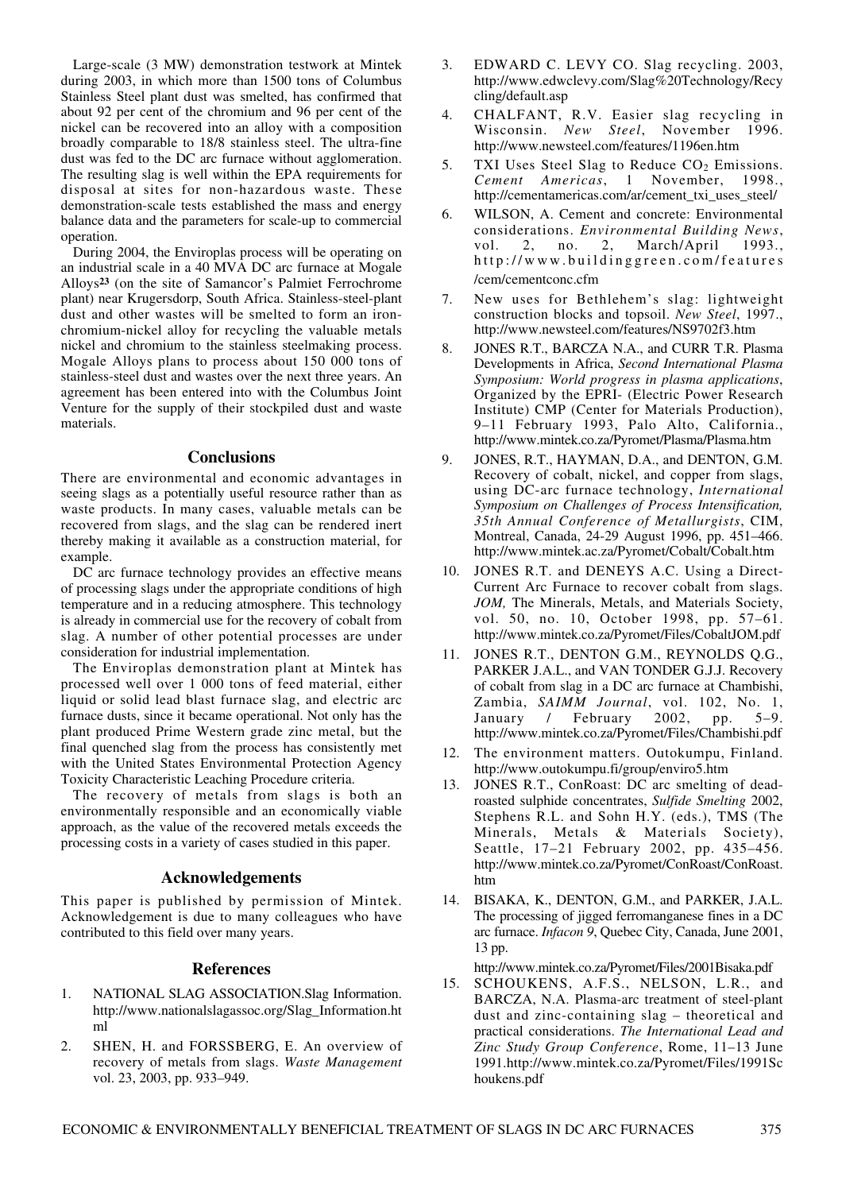Large-scale (3 MW) demonstration testwork at Mintek during 2003, in which more than 1500 tons of Columbus Stainless Steel plant dust was smelted, has confirmed that about 92 per cent of the chromium and 96 per cent of the nickel can be recovered into an alloy with a composition broadly comparable to 18/8 stainless steel. The ultra-fine dust was fed to the DC arc furnace without agglomeration. The resulting slag is well within the EPA requirements for disposal at sites for non-hazardous waste. These demonstration-scale tests established the mass and energy balance data and the parameters for scale-up to commercial operation.

During 2004, the Enviroplas process will be operating on an industrial scale in a 40 MVA DC arc furnace at Mogale Alloys[23] (on the site of Samancor's Palmiet Ferrochrome plant) near Krugersdorp, South Africa. Stainless-steel-plant dust and other wastes will be smelted to form an iron-chromium-nickel alloy for recycling the valuable metals nickel and chromium to the stainless steelmaking process. Mogale Alloys plans to process about 150 000 tons of stainless-steel dust and wastes over the next three years. An agreement has been entered into with the Columbus Joint Venture for the supply of their stockpiled dust and waste materials.

## Conclusions

There are environmental and economic advantages in seeing slags as a potentially useful resource rather than as waste products. In many cases, valuable metals can be recovered from slags, and the slag can be rendered inert thereby making it available as a construction material, for example.

DC arc furnace technology provides an effective means of processing slags under the appropriate conditions of high temperature and in a reducing atmosphere. This technology is already in commercial use for the recovery of cobalt from slag. A number of other potential processes are under consideration for industrial implementation.

The Enviroplas demonstration plant at Mintek has processed well over 1 000 tons of feed material, either liquid or solid lead blast furnace slag, and electric arc furnace dusts, since it became operational. Not only has the plant produced Prime Western grade zinc metal, but the final quenched slag from the process has consistently met with the United States Environmental Protection Agency Toxicity Characteristic Leaching Procedure criteria.

The recovery of metals from slags is both an environmentally responsible and an economically viable approach, as the value of the recovered metals exceeds the processing costs in a variety of cases studied in this paper.

## Acknowledgements

This paper is published by permission of Mintek. Acknowledgement is due to many colleagues who have contributed to this field over many years.

## References

1. NATIONAL SLAG ASSOCIATION.Slag Information. http://www.nationalslagassoc.org/Slag_Information.html
2. SHEN, H. and FORSSBERG, E. An overview of recovery of metals from slags. *Waste Management* vol. 23, 2003, pp. 933–949.
3. EDWARD C. LEVY CO. Slag recycling. 2003, http://www.edwclevy.com/Slag%20Technology/Recycling/default.asp
4. CHALFANT, R.V. Easier slag recycling in Wisconsin. *New Steel*, November 1996. http://www.newsteel.com/features/1196en.htm
5. TXI Uses Steel Slag to Reduce $CO_2$ Emissions. *Cement Americas*, 1 November, 1998., http://cementamericas.com/ar/cement_txi_uses_steel/
6. WILSON, A. Cement and concrete: Environmental considerations. *Environmental Building News*, vol. 2, no. 2, March/April 1993., http://www.buildinggreen.com/features/cem/cementconc.cfm
7. New uses for Bethlehem's slag: lightweight construction blocks and topsoil. *New Steel*, 1997., http://www.newsteel.com/features/NS9702f3.htm
8. JONES R.T., BARCZA N.A., and CURR T.R. Plasma Developments in Africa, *Second International Plasma Symposium: World progress in plasma applications*, Organized by the EPRI- (Electric Power Research Institute) CMP (Center for Materials Production), 9–11 February 1993, Palo Alto, California., http://www.mintek.co.za/Pyromet/Plasma/Plasma.htm
9. JONES, R.T., HAYMAN, D.A., and DENTON, G.M. Recovery of cobalt, nickel, and copper from slags, using DC-arc furnace technology, *International Symposium on Challenges of Process Intensification, 35th Annual Conference of Metallurgists*, CIM, Montreal, Canada, 24-29 August 1996, pp. 451–466. http://www.mintek.ac.za/Pyromet/Cobalt/Cobalt.htm
10. JONES R.T. and DENEYS A.C. Using a Direct-Current Arc Furnace to recover cobalt from slags. *JOM,* The Minerals, Metals, and Materials Society, vol. 50, no. 10, October 1998, pp. 57–61. http://www.mintek.co.za/Pyromet/Files/CobaltJOM.pdf
11. JONES R.T., DENTON G.M., REYNOLDS Q.G., PARKER J.A.L., and VAN TONDER G.J.J. Recovery of cobalt from slag in a DC arc furnace at Chambishi, Zambia, *SAIMM Journal*, vol. 102, No. 1, January / February 2002, pp. 5–9. http://www.mintek.co.za/Pyromet/Files/Chambishi.pdf
12. The environment matters. Outokumpu, Finland. http://www.outokumpu.fi/group/enviro5.htm
13. JONES R.T., ConRoast: DC arc smelting of dead-roasted sulphide concentrates, *Sulfide Smelting* 2002, Stephens R.L. and Sohn H.Y. (eds.), TMS (The Minerals, Metals & Materials Society), Seattle, 17–21 February 2002, pp. 435–456. http://www.mintek.co.za/Pyromet/ConRoast/ConRoast.htm
14. BISAKA, K., DENTON, G.M., and PARKER, J.A.L. The processing of jigged ferromanganese fines in a DC arc furnace. *Infacon 9*, Quebec City, Canada, June 2001, 13 pp. http://www.mintek.co.za/Pyromet/Files/2001Bisaka.pdf
15. SCHOUKENS, A.F.S., NELSON, L.R., and BARCZA, N.A. Plasma-arc treatment of steel-plant dust and zinc-containing slag – theoretical and practical considerations. *The International Lead and Zinc Study Group Conference*, Rome, 11–13 June 1991.http://www.mintek.co.za/Pyromet/Files/1991Schoukens.pdf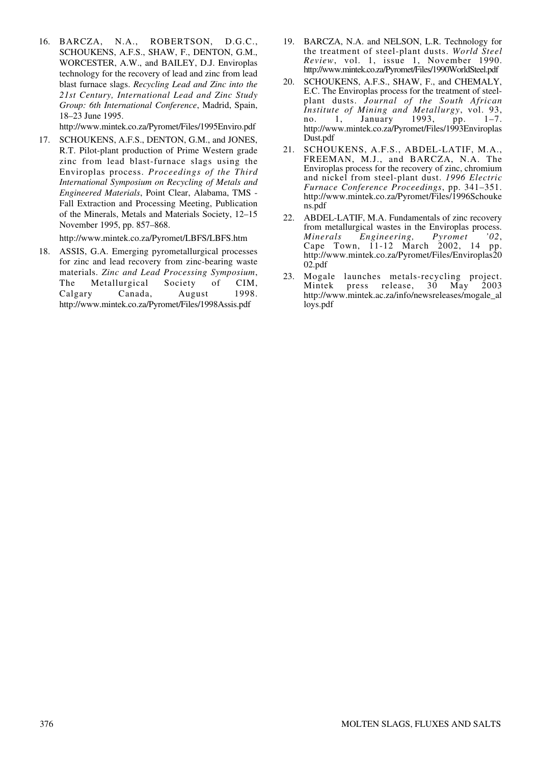16. BARCZA, N.A., ROBERTSON, D.G.C., SCHOUKENS, A.F.S., SHAW, F., DENTON, G.M., WORCESTER, A.W., and BAILEY, D.J. Enviroplas technology for the recovery of lead and zinc from lead blast furnace slags. *Recycling Lead and Zinc into the 21st Century, International Lead and Zinc Study Group: 6th International Conference*, Madrid, Spain, 18–23 June 1995. http://www.mintek.co.za/Pyromet/Files/1995Enviro.pdf

17. SCHOUKENS, A.F.S., DENTON, G.M., and JONES, R.T. Pilot-plant production of Prime Western grade zinc from lead blast-furnace slags using the Enviroplas process. *Proceedings of the Third International Symposium on Recycling of Metals and Engineered Materials*, Point Clear, Alabama, TMS - Fall Extraction and Processing Meeting, Publication of the Minerals, Metals and Materials Society, 12–15 November 1995, pp. 857–868.

    http://www.mintek.co.za/Pyromet/LBFS/LBFS.htm

18. ASSIS, G.A. Emerging pyrometallurgical processes for zinc and lead recovery from zinc-bearing waste materials. *Zinc and Lead Processing Symposium*, The Metallurgical Society of CIM, Calgary Canada, August 1998. http://www.mintek.co.za/Pyromet/Files/1998Assis.pdf

19. BARCZA, N.A. and NELSON, L.R. Technology for the treatment of steel-plant dusts. *World Steel Review*, vol. 1, issue 1, November 1990. http://www.mintek.co.za/Pyromet/Files/1990WorldSteel.pdf

20. SCHOUKENS, A.F.S., SHAW, F., and CHEMALY, E.C. The Enviroplas process for the treatment of steel-plant dusts. *Journal of the South African Institute of Mining and Metallurgy*, vol. 93, no. 1, January 1993, pp. 1–7. http://www.mintek.co.za/Pyromet/Files/1993EnviroplasDust.pdf

21. SCHOUKENS, A.F.S., ABDEL-LATIF, M.A., FREEMAN, M.J., and BARCZA, N.A. The Enviroplas process for the recovery of zinc, chromium and nickel from steel-plant dust. *1996 Electric Furnace Conference Proceedings*, pp. 341–351. http://www.mintek.co.za/Pyromet/Files/1996Schoukens.pdf

22. ABDEL-LATIF, M.A. Fundamentals of zinc recovery from metallurgical wastes in the Enviroplas process. *Minerals Engineering, Pyromet '02*, Cape Town, 11-12 March 2002, 14 pp. http://www.mintek.co.za/Pyromet/Files/Enviroplas2002.pdf

23. Mogale launches metals-recycling project. Mintek press release, 30 May 2003 http://www.mintek.ac.za/info/newsreleases/mogale_alloys.pdf